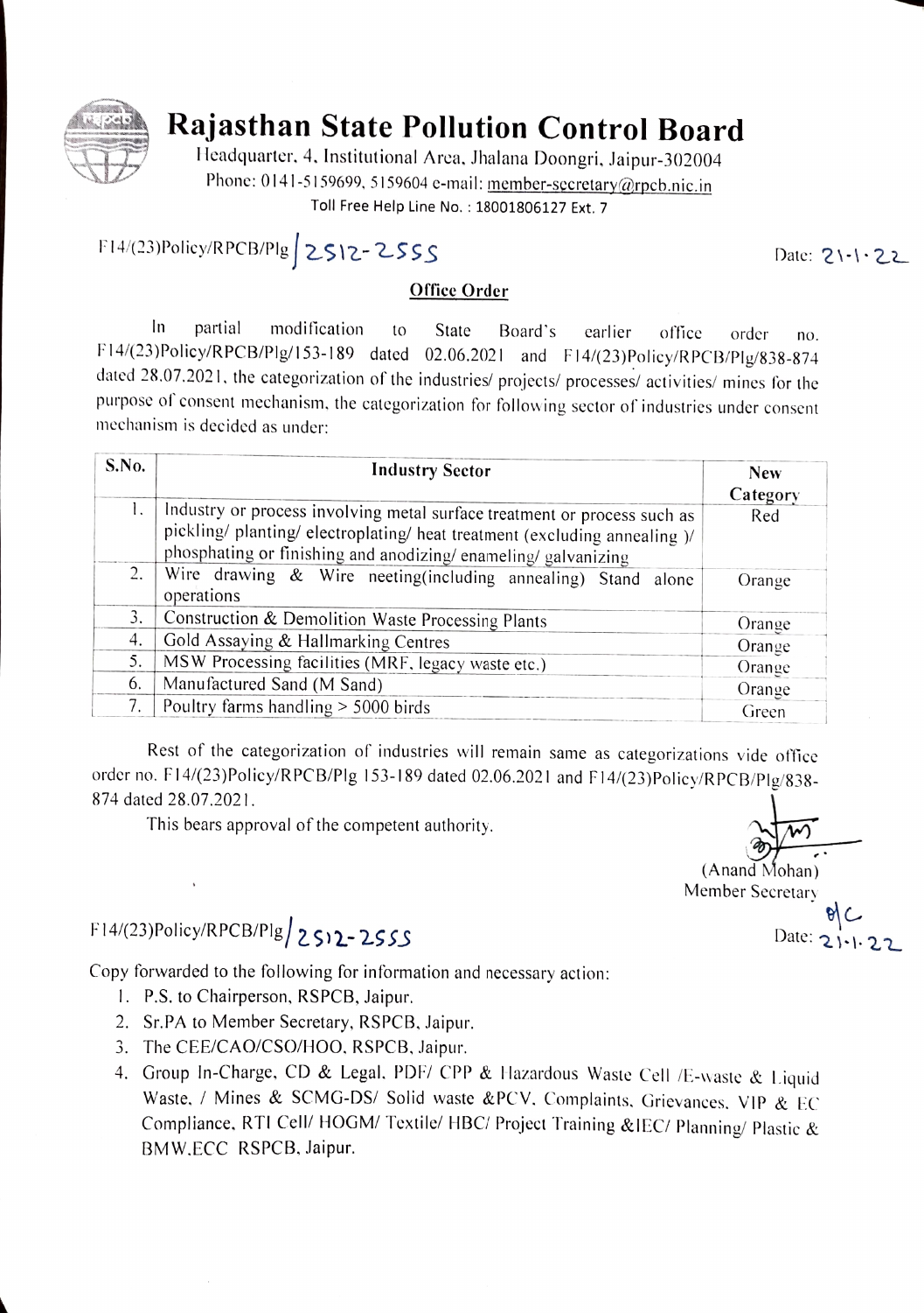# Rajasthan State Pollution Control Board

Headquarter, 4, Institutional Area, Jhalana Doongri, Jaipur-302004
Phone: 0141-5159699, 5159604 e-mail: member-secretary@rpcb.nic.in
Toll Free Help Line No. : 18001806127 Ext. 7

F14/(23)Policy/RPCB/Plg/2512-2555 Date: 21-1-22

## Office Order

In partial modification to State Board's earlier office order no. F14/(23)Policy/RPCB/Plg/153-189 dated 02.06.2021 and F14/(23)Policy/RPCB/Plg/838-874 dated 28.07.2021, the categorization of the industries/ projects/ processes/ activities/ mines for the purpose of consent mechanism, the categorization for following sector of industries under consent mechanism is decided as under:

| S.No. | Industry Sector | New Category |
|---|---|---|
| 1. | Industry or process involving metal surface treatment or process such as pickling/ planting/ electroplating/ heat treatment (excluding annealing )/ phosphating or finishing and anodizing/ enameling/ galvanizing | Red |
| 2. | Wire drawing & Wire neeting(including annealing) Stand alone operations | Orange |
| 3. | Construction & Demolition Waste Processing Plants | Orange |
| 4. | Gold Assaying & Hallmarking Centres | Orange |
| 5. | MSW Processing facilities (MRF, legacy waste etc.) | Orange |
| 6. | Manufactured Sand (M Sand) | Orange |
| 7. | Poultry farms handling > 5000 birds | Green |

Rest of the categorization of industries will remain same as categorizations vide office order no. F14/(23)Policy/RPCB/Plg 153-189 dated 02.06.2021 and F14/(23)Policy/RPCB/Plg/838-874 dated 28.07.2021.

This bears approval of the competent authority.

(Anand Mohan)
Member Secretary

F14/(23)Policy/RPCB/Plg/2512-2555 Date: 21-1-22

Copy forwarded to the following for information and necessary action:

1. P.S. to Chairperson, RSPCB, Jaipur.
2. Sr.PA to Member Secretary, RSPCB, Jaipur.
3. The CEE/CAO/CSO/HOO, RSPCB, Jaipur.
4. Group In-Charge, CD & Legal, PDF/ CPP & Hazardous Waste Cell /E-waste & Liquid Waste, / Mines & SCMG-DS/ Solid waste &PCV, Complaints, Grievances, VIP & EC Compliance, RTI Cell/ HOGM/ Textile/ HBC/ Project Training &IEC/ Planning/ Plastic & BMW,ECC RSPCB, Jaipur.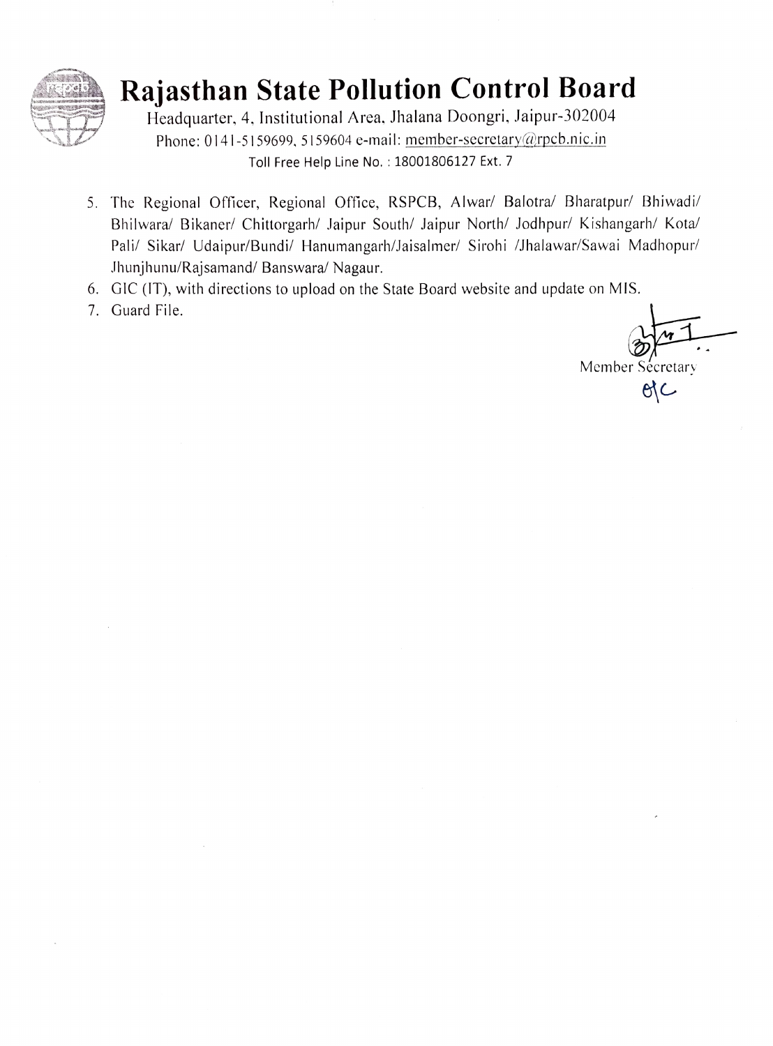# Rajasthan State Pollution Control Board

Headquarter, 4, Institutional Area, Jhalana Doongri, Jaipur-302004
Phone: 0141-5159699, 5159604 e-mail: member-secretary@rpcb.nic.in
Toll Free Help Line No. : 18001806127 Ext. 7

5. The Regional Officer, Regional Office, RSPCB, Alwar/ Balotra/ Bharatpur/ Bhiwadi/ Bhilwara/ Bikaner/ Chittorgarh/ Jaipur South/ Jaipur North/ Jodhpur/ Kishangarh/ Kota/ Pali/ Sikar/ Udaipur/Bundi/ Hanumangarh/Jaisalmer/ Sirohi /Jhalawar/Sawai Madhopur/ Jhunjhunu/Rajsamand/ Banswara/ Nagaur.
6. GIC (IT), with directions to upload on the State Board website and update on MIS.
7. Guard File.

Member Secretary